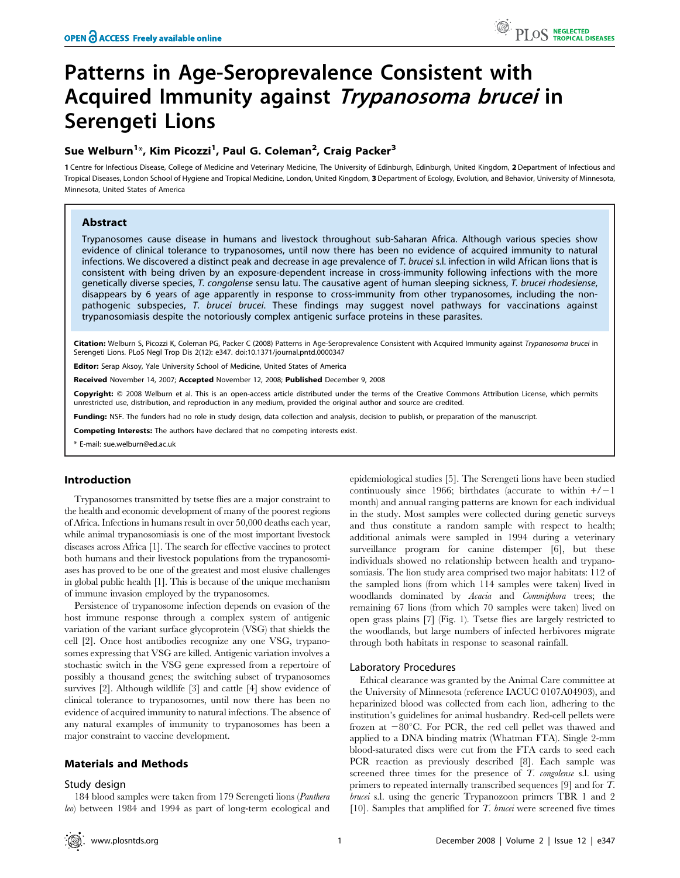# Patterns in Age-Seroprevalence Consistent with Acquired Immunity against *Trypanosoma brucei* in Serengeti Lions

**Sue Welburn[1]*, Kim Picozzi[1], Paul G. Coleman[2], Craig Packer[3]**

**1** Centre for Infectious Disease, College of Medicine and Veterinary Medicine, The University of Edinburgh, Edinburgh, United Kingdom, **2** Department of Infectious and Tropical Diseases, London School of Hygiene and Tropical Medicine, London, United Kingdom, **3** Department of Ecology, Evolution, and Behavior, University of Minnesota, Minnesota, United States of America

## Abstract

Trypanosomes cause disease in humans and livestock throughout sub-Saharan Africa. Although various species show evidence of clinical tolerance to trypanosomes, until now there has been no evidence of acquired immunity to natural infections. We discovered a distinct peak and decrease in age prevalence of *T. brucei* s.l. infection in wild African lions that is consistent with being driven by an exposure-dependent increase in cross-immunity following infections with the more genetically diverse species, *T. congolense* sensu latu. The causative agent of human sleeping sickness, *T. brucei rhodesiense*, disappears by 6 years of age apparently in response to cross-immunity from other trypanosomes, including the non-pathogenic subspecies, *T. brucei brucei*. These findings may suggest novel pathways for vaccinations against trypanosomiasis despite the notoriously complex antigenic surface proteins in these parasites.

**Citation:** Welburn S, Picozzi K, Coleman PG, Packer C (2008) Patterns in Age-Seroprevalence Consistent with Acquired Immunity against *Trypanosoma brucei* in Serengeti Lions. PLoS Negl Trop Dis 2(12): e347. doi:10.1371/journal.pntd.0000347

**Editor:** Serap Aksoy, Yale University School of Medicine, United States of America

**Received** November 14, 2007; **Accepted** November 12, 2008; **Published** December 9, 2008

**Copyright:** © 2008 Welburn et al. This is an open-access article distributed under the terms of the Creative Commons Attribution License, which permits unrestricted use, distribution, and reproduction in any medium, provided the original author and source are credited.

**Funding:** NSF. The funders had no role in study design, data collection and analysis, decision to publish, or preparation of the manuscript.

**Competing Interests:** The authors have declared that no competing interests exist.

\* E-mail: sue.welburn@ed.ac.uk

## Introduction

Trypanosomes transmitted by tsetse flies are a major constraint to the health and economic development of many of the poorest regions of Africa. Infections in humans result in over 50,000 deaths each year, while animal trypanosomiasis is one of the most important livestock diseases across Africa [1]. The search for effective vaccines to protect both humans and their livestock populations from the trypanosomiases has proved to be one of the greatest and most elusive challenges in global public health [1]. This is because of the unique mechanism of immune invasion employed by the trypanosomes.

Persistence of trypanosome infection depends on evasion of the host immune response through a complex system of antigenic variation of the variant surface glycoprotein (VSG) that shields the cell [2]. Once host antibodies recognize any one VSG, trypanosomes expressing that VSG are killed. Antigenic variation involves a stochastic switch in the VSG gene expressed from a repertoire of possibly a thousand genes; the switching subset of trypanosomes survives [2]. Although wildlife [3] and cattle [4] show evidence of clinical tolerance to trypanosomes, until now there has been no evidence of acquired immunity to natural infections. The absence of any natural examples of immunity to trypanosomes has been a major constraint to vaccine development.

## Materials and Methods

### Study design

184 blood samples were taken from 179 Serengeti lions (*Panthera leo*) between 1984 and 1994 as part of long-term ecological and epidemiological studies [5]. The Serengeti lions have been studied continuously since 1966; birthdates (accurate to within +/−1 month) and annual ranging patterns are known for each individual in the study. Most samples were collected during genetic surveys and thus constitute a random sample with respect to health; additional animals were sampled in 1994 during a veterinary surveillance program for canine distemper [6], but these individuals showed no relationship between health and trypanosomiasis. The lion study area comprised two major habitats: 112 of the sampled lions (from which 114 samples were taken) lived in woodlands dominated by *Acacia* and *Commiphora* trees; the remaining 67 lions (from which 70 samples were taken) lived on open grass plains [7] (Fig. 1). Tsetse flies are largely restricted to the woodlands, but large numbers of infected herbivores migrate through both habitats in response to seasonal rainfall.

### Laboratory Procedures

Ethical clearance was granted by the Animal Care committee at the University of Minnesota (reference IACUC 0107A04903), and heparinized blood was collected from each lion, adhering to the institution's guidelines for animal husbandry. Red-cell pellets were frozen at −80°C. For PCR, the red cell pellet was thawed and applied to a DNA binding matrix (Whatman FTA). Single 2-mm blood-saturated discs were cut from the FTA cards to seed each PCR reaction as previously described [8]. Each sample was screened three times for the presence of *T. congolense* s.l. using primers to repeated internally transcribed sequences [9] and for *T. brucei* s.l. using the generic Trypanozoon primers TBR 1 and 2 [10]. Samples that amplified for *T. brucei* were screened five times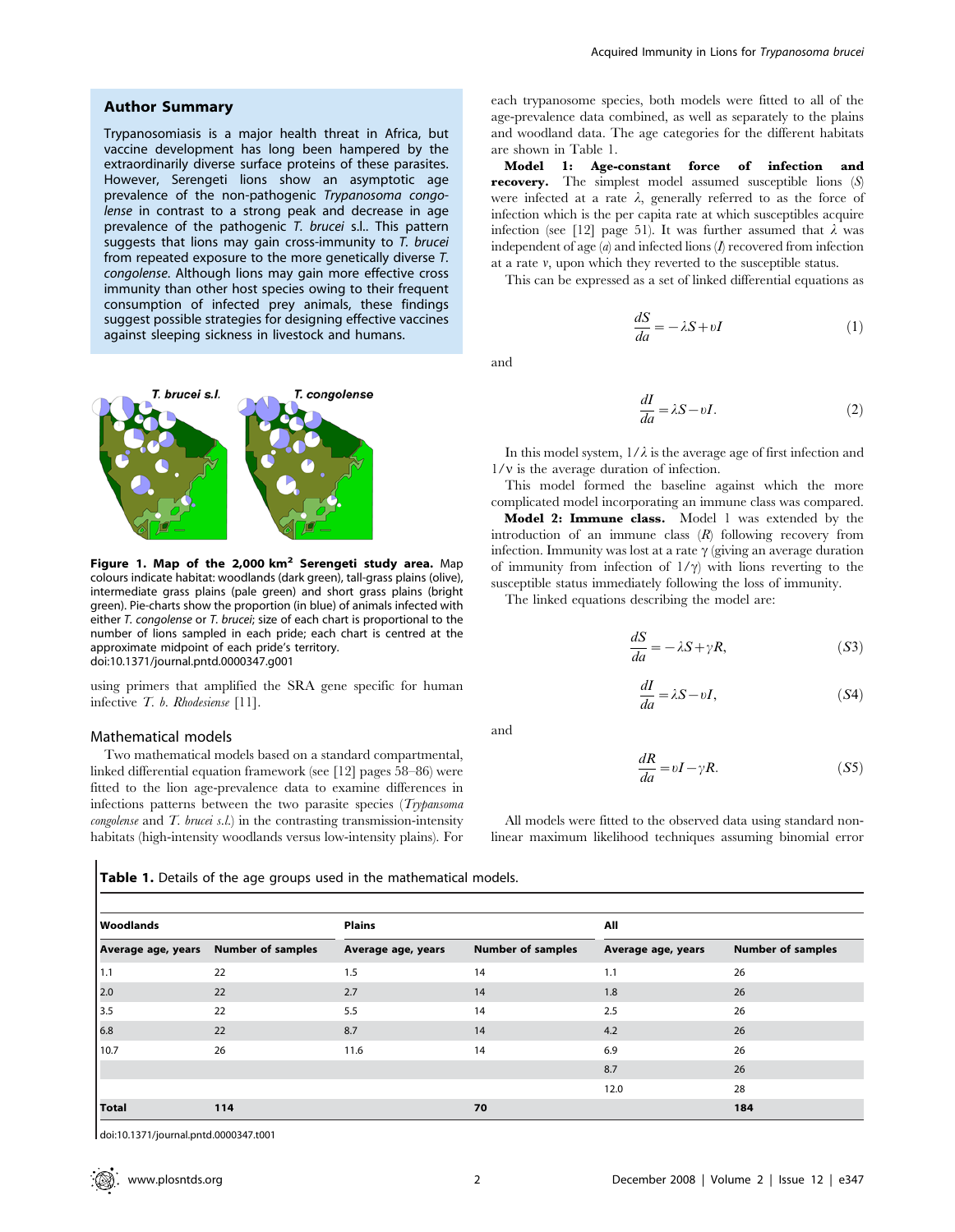## Author Summary

Trypanosomiasis is a major health threat in Africa, but vaccine development has long been hampered by the extraordinarily diverse surface proteins of these parasites. However, Serengeti lions show an asymptotic age prevalence of the non-pathogenic *Trypanosoma congolense* in contrast to a strong peak and decrease in age prevalence of the pathogenic *T. brucei* s.l.. This pattern suggests that lions may gain cross-immunity to *T. brucei* from repeated exposure to the more genetically diverse *T. congolense*. Although lions may gain more effective cross immunity than other host species owing to their frequent consumption of infected prey animals, these findings suggest possible strategies for designing effective vaccines against sleeping sickness in livestock and humans.

*T. brucei s.l.*

*T. congolense*

**Figure 1. Map of the 2,000 km$^2$ Serengeti study area.** Map colours indicate habitat: woodlands (dark green), tall-grass plains (olive), intermediate grass plains (pale green) and short grass plains (bright green). Pie-charts show the proportion (in blue) of animals infected with either *T. congolense* or *T. brucei*; size of each chart is proportional to the number of lions sampled in each pride; each chart is centred at the approximate midpoint of each pride's territory.
doi:10.1371/journal.pntd.0000347.g001

using primers that amplified the SRA gene specific for human infective *T. b. Rhodesiense* [11].

### Mathematical models

Two mathematical models based on a standard compartmental, linked differential equation framework (see [12] pages 58–86) were fitted to the lion age-prevalence data to examine differences in infections patterns between the two parasite species (*Trypansoma congolense* and *T. brucei s.l.*) in the contrasting transmission-intensity habitats (high-intensity woodlands versus low-intensity plains). For each trypanosome species, both models were fitted to all of the age-prevalence data combined, as well as separately to the plains and woodland data. The age categories for the different habitats are shown in Table 1.

**Model 1: Age-constant force of infection and recovery.** The simplest model assumed susceptible lions ($S$) were infected at a rate $\lambda$, generally referred to as the force of infection which is the per capita rate at which susceptibles acquire infection (see [12] page 51). It was further assumed that $\lambda$ was independent of age ($a$) and infected lions ($I$) recovered from infection at a rate $\nu$, upon which they reverted to the susceptible status.

This can be expressed as a set of linked differential equations as

$$\frac{dS}{da} = -\lambda S + \upsilon I \tag{1}$$

and

$$\frac{dI}{da} = \lambda S - \upsilon I. \tag{2}$$

In this model system, $1/\lambda$ is the average age of first infection and $1/\nu$ is the average duration of infection.

This model formed the baseline against which the more complicated model incorporating an immune class was compared.

**Model 2: Immune class.** Model 1 was extended by the introduction of an immune class ($R$) following recovery from infection. Immunity was lost at a rate $\gamma$ (giving an average duration of immunity from infection of $1/\gamma$) with lions reverting to the susceptible status immediately following the loss of immunity.

The linked equations describing the model are:

$$\frac{dS}{da} = -\lambda S + \gamma R, \tag{S3}$$

$$\frac{dI}{da} = \lambda S - \upsilon I, \tag{S4}$$

and

$$\frac{dR}{da} = \upsilon I - \gamma R. \tag{S5}$$

All models were fitted to the observed data using standard non-linear maximum likelihood techniques assuming binomial error

**Table 1.** Details of the age groups used in the mathematical models.

| Woodlands | | Plains | | All | |
|---|---|---|---|---|---|
| Average age, years | Number of samples | Average age, years | Number of samples | Average age, years | Number of samples |
| 1.1 | 22 | 1.5 | 14 | 1.1 | 26 |
| 2.0 | 22 | 2.7 | 14 | 1.8 | 26 |
| 3.5 | 22 | 5.5 | 14 | 2.5 | 26 |
| 6.8 | 22 | 8.7 | 14 | 4.2 | 26 |
| 10.7 | 26 | 11.6 | 14 | 6.9 | 26 |
| | | | | 8.7 | 26 |
| | | | | 12.0 | 28 |
| **Total** | **114** | | **70** | | **184** |

doi:10.1371/journal.pntd.0000347.t001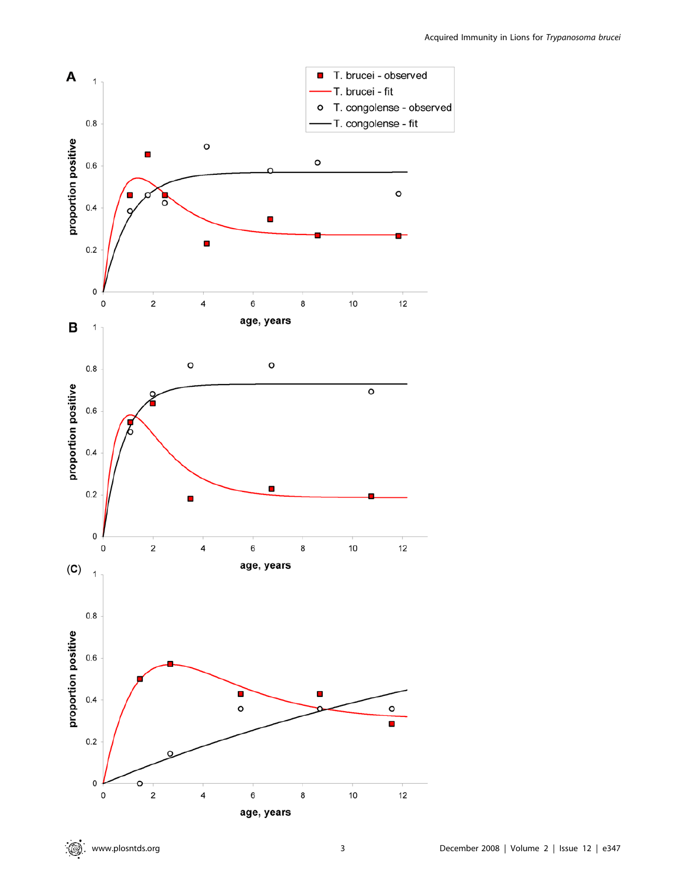A

T. brucei - observed

T. brucei - fit

T. congolense - observed

T. congolense - fit

proportion positive

1

0.8

0.6

0.4

0.2

0

0

2

4

6

8

10

12

age, years

B

proportion positive

1

0.8

0.6

0.4

0.2

0

0

2

4

6

8

10

12

age, years

(C)

proportion positive

1

0.8

0.6

0.4

0.2

0

0

2

4

6

8

10

12

age, years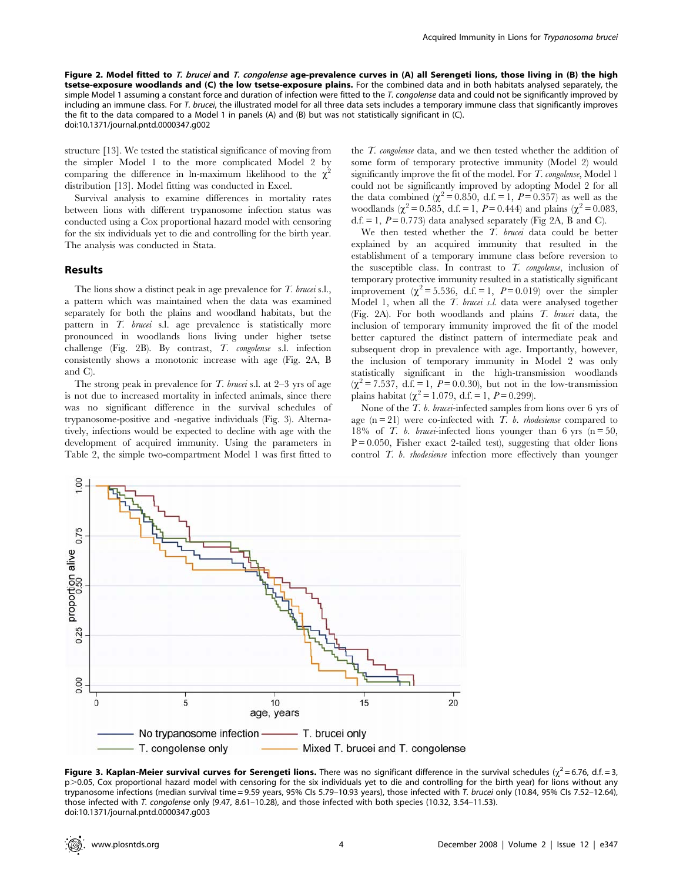**Figure 2. Model fitted to *T. brucei* and *T. congolense* age-prevalence curves in (A) all Serengeti lions, those living in (B) the high tsetse-exposure woodlands and (C) the low tsetse-exposure plains.** For the combined data and in both habitats analysed separately, the simple Model 1 assuming a constant force and duration of infection were fitted to the *T. congolense* data and could not be significantly improved by including an immune class. For *T. brucei*, the illustrated model for all three data sets includes a temporary immune class that significantly improves the fit to the data compared to a Model 1 in panels (A) and (B) but was not statistically significant in (C).
doi:10.1371/journal.pntd.0000347.g002

structure [13]. We tested the statistical significance of moving from the simpler Model 1 to the more complicated Model 2 by comparing the difference in ln-maximum likelihood to the $\chi^2$ distribution [13]. Model fitting was conducted in Excel.

Survival analysis to examine differences in mortality rates between lions with different trypanosome infection status was conducted using a Cox proportional hazard model with censoring for the six individuals yet to die and controlling for the birth year. The analysis was conducted in Stata.

## Results

The lions show a distinct peak in age prevalence for *T. brucei* s.l., a pattern which was maintained when the data was examined separately for both the plains and woodland habitats, but the pattern in *T. brucei* s.l. age prevalence is statistically more pronounced in woodlands lions living under higher tsetse challenge (Fig. 2B). By contrast, *T. congolense* s.l. infection consistently shows a monotonic increase with age (Fig. 2A, B and C).

The strong peak in prevalence for *T. brucei* s.l. at 2–3 yrs of age is not due to increased mortality in infected animals, since there was no significant difference in the survival schedules of trypanosome-positive and -negative individuals (Fig. 3). Alternatively, infections would be expected to decline with age with the development of acquired immunity. Using the parameters in Table 2, the simple two-compartment Model 1 was first fitted to the *T. congolense* data, and we then tested whether the addition of some form of temporary protective immunity (Model 2) would significantly improve the fit of the model. For *T. congolense*, Model 1 could not be significantly improved by adopting Model 2 for all the data combined ($\chi^2 = 0.850$, d.f. = 1, $P = 0.357$) as well as the woodlands ($\chi^2 = 0.585$, d.f. = 1, $P = 0.444$) and plains ($\chi^2 = 0.083$, d.f. = 1, $P = 0.773$) data analysed separately (Fig 2A, B and C).

We then tested whether the *T. brucei* data could be better explained by an acquired immunity that resulted in the establishment of a temporary immune class before reversion to the susceptible class. In contrast to *T. congolense*, inclusion of temporary protective immunity resulted in a statistically significant improvement ($\chi^2 = 5.536$, d.f. = 1, $P = 0.019$) over the simpler Model 1, when all the *T. brucei s.l.* data were analysed together (Fig. 2A). For both woodlands and plains *T. brucei* data, the inclusion of temporary immunity improved the fit of the model better captured the distinct pattern of intermediate peak and subsequent drop in prevalence with age. Importantly, however, the inclusion of temporary immunity in Model 2 was only statistically significant in the high-transmission woodlands ($\chi^2 = 7.537$, d.f. = 1, $P = 0.0.30$), but not in the low-transmission plains habitat ($\chi^2 = 1.079$, d.f. = 1, $P = 0.299$).

None of the *T. b. brucei*-infected samples from lions over 6 yrs of age (n = 21) were co-infected with *T. b. rhodesiense* compared to 18% of *T. b. brucei*-infected lions younger than 6 yrs (n = 50, P = 0.050, Fisher exact 2-tailed test), suggesting that older lions control *T. b. rhodesiense* infection more effectively than younger

proportion alive
0.00
0.25
0.50
0.75
1.00
0
5
10
15
20
age, years
No trypanosome infection
T. brucei only
T. congolense only
Mixed T. brucei and T. congolense

**Figure 3. Kaplan-Meier survival curves for Serengeti lions.** There was no significant difference in the survival schedules ($\chi^2 = 6.76$, d.f. = 3, $p > 0.05$, Cox proportional hazard model with censoring for the six individuals yet to die and controlling for the birth year) for lions without any trypanosome infections (median survival time = 9.59 years, 95% CIs 5.79–10.93 years), those infected with *T. brucei* only (10.84, 95% CIs 7.52–12.64), those infected with *T. congolense* only (9.47, 8.61–10.28), and those infected with both species (10.32, 3.54–11.53).
doi:10.1371/journal.pntd.0000347.g003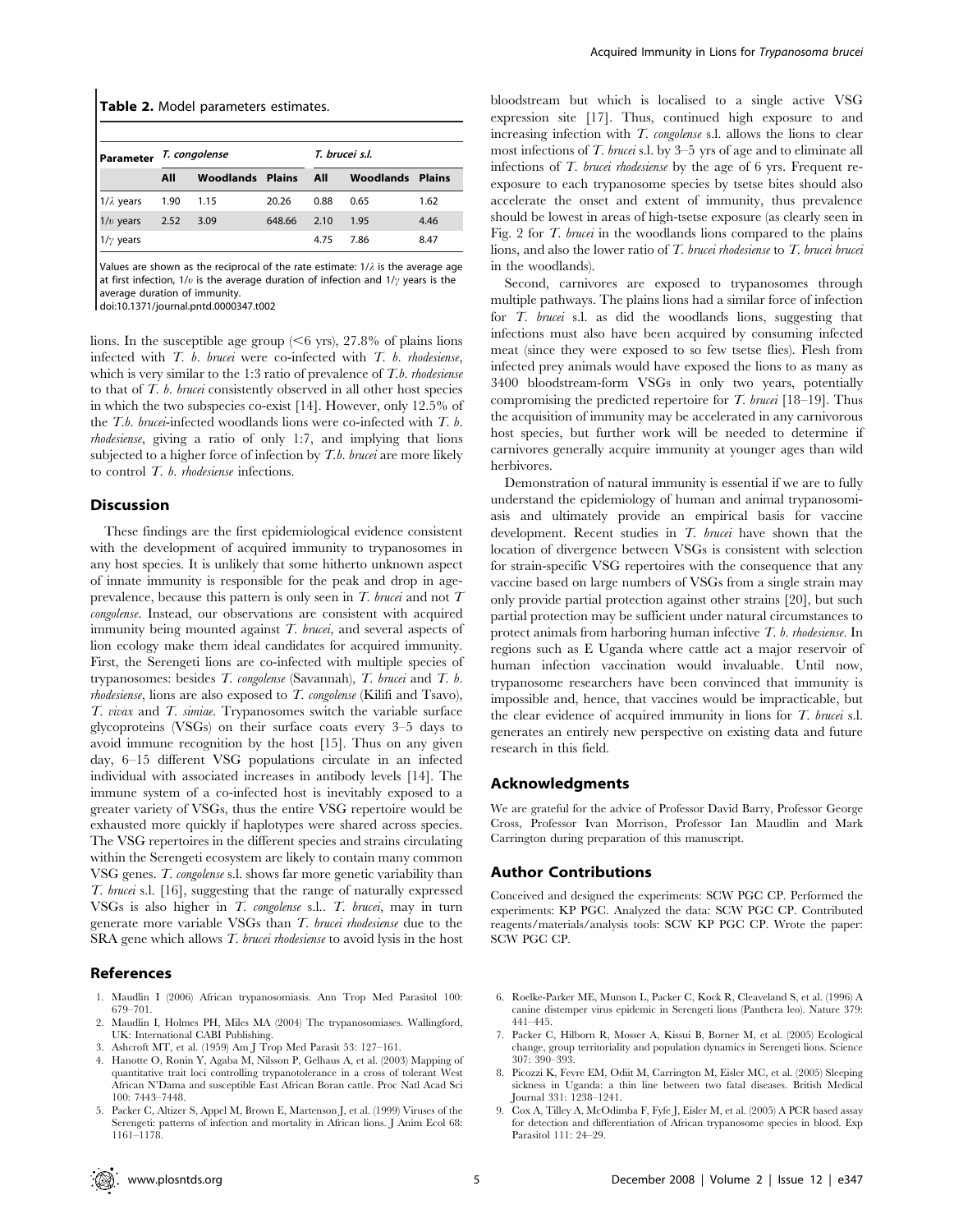**Table 2.** Model parameters estimates.

| Parameter | *T. congolense* | | | *T. brucei s.l.* | | |
|---|---|---|---|---|---|---|
| | All | Woodlands | Plains | All | Woodlands | Plains |
| $1/\lambda$ years | 1.90 | 1.15 | 20.26 | 0.88 | 0.65 | 1.62 |
| $1/\upsilon$ years | 2.52 | 3.09 | 648.66 | 2.10 | 1.95 | 4.46 |
| $1/\gamma$ years | | | | 4.75 | 7.86 | 8.47 |

Values are shown as the reciprocal of the rate estimate: $1/\lambda$ is the average age at first infection, $1/\upsilon$ is the average duration of infection and $1/\gamma$ years is the average duration of immunity.
doi:10.1371/journal.pntd.0000347.t002

lions. In the susceptible age group (<6 yrs), 27.8% of plains lions infected with *T. b. brucei* were co-infected with *T. b. rhodesiense*, which is very similar to the 1:3 ratio of prevalence of *T.b. rhodesiense* to that of *T. b. brucei* consistently observed in all other host species in which the two subspecies co-exist [14]. However, only 12.5% of the *T.b. brucei*-infected woodlands lions were co-infected with *T. b. rhodesiense*, giving a ratio of only 1:7, and implying that lions subjected to a higher force of infection by *T.b. brucei* are more likely to control *T. b. rhodesiense* infections.

## Discussion

These findings are the first epidemiological evidence consistent with the development of acquired immunity to trypanosomes in any host species. It is unlikely that some hitherto unknown aspect of innate immunity is responsible for the peak and drop in age-prevalence, because this pattern is only seen in *T. brucei* and not *T congolense*. Instead, our observations are consistent with acquired immunity being mounted against *T. brucei*, and several aspects of lion ecology make them ideal candidates for acquired immunity. First, the Serengeti lions are co-infected with multiple species of trypanosomes: besides *T. congolense* (Savannah), *T. brucei* and *T. b. rhodesiense*, lions are also exposed to *T. congolense* (Kilifi and Tsavo), *T. vivax* and *T. simiae*. Trypanosomes switch the variable surface glycoproteins (VSGs) on their surface coats every 3–5 days to avoid immune recognition by the host [15]. Thus on any given day, 6–15 different VSG populations circulate in an infected individual with associated increases in antibody levels [14]. The immune system of a co-infected host is inevitably exposed to a greater variety of VSGs, thus the entire VSG repertoire would be exhausted more quickly if haplotypes were shared across species. The VSG repertoires in the different species and strains circulating within the Serengeti ecosystem are likely to contain many common VSG genes. *T. congolense* s.l. shows far more genetic variability than *T. brucei* s.l. [16], suggesting that the range of naturally expressed VSGs is also higher in *T. congolense* s.l.. *T. brucei*, may in turn generate more variable VSGs than *T. brucei rhodesiense* due to the SRA gene which allows *T. brucei rhodesiense* to avoid lysis in the host bloodstream but which is localised to a single active VSG expression site [17]. Thus, continued high exposure to and increasing infection with *T. congolense* s.l. allows the lions to clear most infections of *T. brucei* s.l. by 3–5 yrs of age and to eliminate all infections of *T. brucei rhodesiense* by the age of 6 yrs. Frequent re-exposure to each trypanosome species by tsetse bites should also accelerate the onset and extent of immunity, thus prevalence should be lowest in areas of high-tsetse exposure (as clearly seen in Fig. 2 for *T. brucei* in the woodlands lions compared to the plains lions, and also the lower ratio of *T. brucei rhodesiense* to *T. brucei brucei* in the woodlands).

Second, carnivores are exposed to trypanosomes through multiple pathways. The plains lions had a similar force of infection for *T. brucei* s.l. as did the woodlands lions, suggesting that infections must also have been acquired by consuming infected meat (since they were exposed to so few tsetse flies). Flesh from infected prey animals would have exposed the lions to as many as 3400 bloodstream-form VSGs in only two years, potentially compromising the predicted repertoire for *T. brucei* [18–19]. Thus the acquisition of immunity may be accelerated in any carnivorous host species, but further work will be needed to determine if carnivores generally acquire immunity at younger ages than wild herbivores.

Demonstration of natural immunity is essential if we are to fully understand the epidemiology of human and animal trypanosomiasis and ultimately provide an empirical basis for vaccine development. Recent studies in *T. brucei* have shown that the location of divergence between VSGs is consistent with selection for strain-specific VSG repertoires with the consequence that any vaccine based on large numbers of VSGs from a single strain may only provide partial protection against other strains [20], but such partial protection may be sufficient under natural circumstances to protect animals from harboring human infective *T. b. rhodesiense*. In regions such as E Uganda where cattle act a major reservoir of human infection vaccination would invaluable. Until now, trypanosome researchers have been convinced that immunity is impossible and, hence, that vaccines would be impracticable, but the clear evidence of acquired immunity in lions for *T. brucei* s.l. generates an entirely new perspective on existing data and future research in this field.

## Acknowledgments

We are grateful for the advice of Professor David Barry, Professor George Cross, Professor Ivan Morrison, Professor Ian Maudlin and Mark Carrington during preparation of this manuscript.

## Author Contributions

Conceived and designed the experiments: SCW PGC CP. Performed the experiments: KP PGC. Analyzed the data: SCW PGC CP. Contributed reagents/materials/analysis tools: SCW KP PGC CP. Wrote the paper: SCW PGC CP.

## References

1. Maudlin I (2006) African trypanosomiasis. Ann Trop Med Parasitol 100: 679–701.
2. Maudlin I, Holmes PH, Miles MA (2004) The trypanosomiases. Wallingford, UK: International CABI Publishing.
3. Ashcroft MT, et al. (1959) Am J Trop Med Parasit 53: 127–161.
4. Hanotte O, Ronin Y, Agaba M, Nilsson P, Gelhaus A, et al. (2003) Mapping of quantitative trait loci controlling trypanotolerance in a cross of tolerant West African N'Dama and susceptible East African Boran cattle. Proc Natl Acad Sci 100: 7443–7448.
5. Packer C, Altizer S, Appel M, Brown E, Martenson J, et al. (1999) Viruses of the Serengeti: patterns of infection and mortality in African lions. J Anim Ecol 68: 1161–1178.
6. Roelke-Parker ME, Munson L, Packer C, Kock R, Cleaveland S, et al. (1996) A canine distemper virus epidemic in Serengeti lions (Panthera leo). Nature 379: 441–445.
7. Packer C, Hilborn R, Mosser A, Kissui B, Borner M, et al. (2005) Ecological change, group territoriality and population dynamics in Serengeti lions. Science 307: 390–393.
8. Picozzi K, Fevre EM, Odiit M, Carrington M, Eisler MC, et al. (2005) Sleeping sickness in Uganda: a thin line between two fatal diseases. British Medical Journal 331: 1238–1241.
9. Cox A, Tilley A, McOdimba F, Fyfe J, Eisler M, et al. (2005) A PCR based assay for detection and differentiation of African trypanosome species in blood. Exp Parasitol 111: 24–29.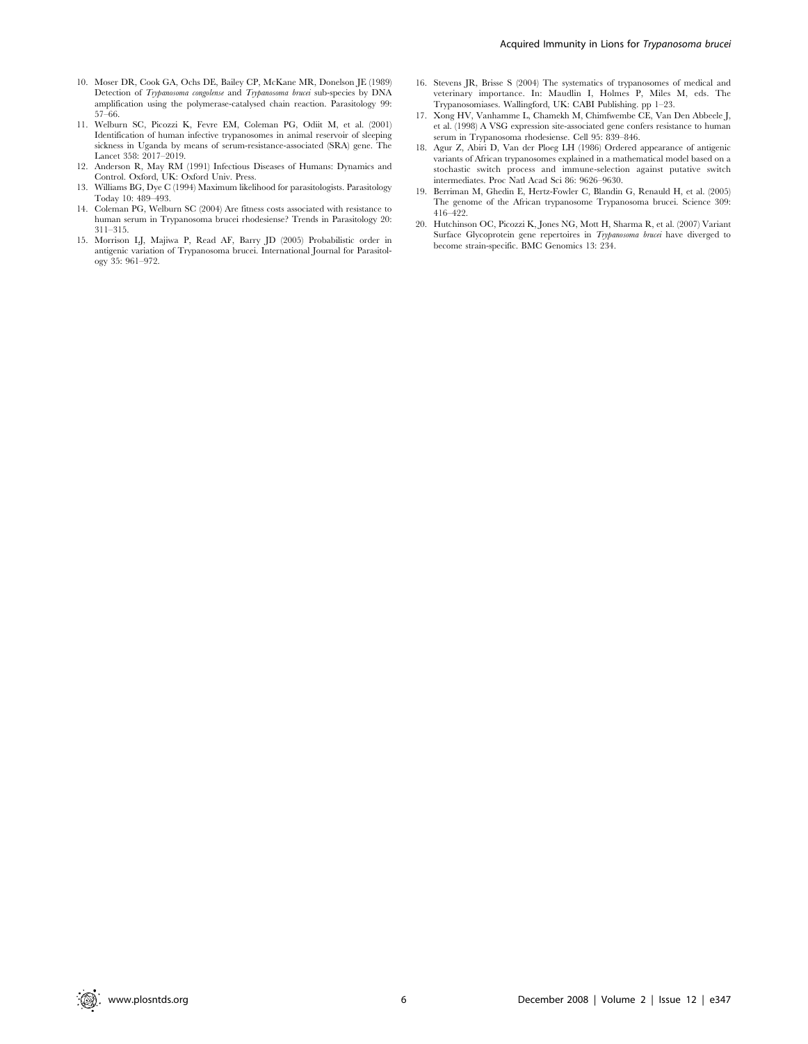10. Moser DR, Cook GA, Ochs DE, Bailey CP, McKane MR, Donelson JE (1989) Detection of *Trypanosoma congolense* and *Trypanosoma brucei* sub-species by DNA amplification using the polymerase-catalysed chain reaction. Parasitology 99: 57–66.
11. Welburn SC, Picozzi K, Fevre EM, Coleman PG, Odiit M, et al. (2001) Identification of human infective trypanosomes in animal reservoir of sleeping sickness in Uganda by means of serum-resistance-associated (SRA) gene. The Lancet 358: 2017–2019.
12. Anderson R, May RM (1991) Infectious Diseases of Humans: Dynamics and Control. Oxford, UK: Oxford Univ. Press.
13. Williams BG, Dye C (1994) Maximum likelihood for parasitologists. Parasitology Today 10: 489–493.
14. Coleman PG, Welburn SC (2004) Are fitness costs associated with resistance to human serum in Trypanosoma brucei rhodesiense? Trends in Parasitology 20: 311–315.
15. Morrison LJ, Majiwa P, Read AF, Barry JD (2005) Probabilistic order in antigenic variation of Trypanosoma brucei. International Journal for Parasitology 35: 961–972.
16. Stevens JR, Brisse S (2004) The systematics of trypanosomes of medical and veterinary importance. In: Maudlin I, Holmes P, Miles M, eds. The Trypanosomiases. Wallingford, UK: CABI Publishing. pp 1–23.
17. Xong HV, Vanhamme L, Chamekh M, Chimfwembe CE, Van Den Abbeele J, et al. (1998) A VSG expression site-associated gene confers resistance to human serum in Trypanosoma rhodesiense. Cell 95: 839–846.
18. Agur Z, Abiri D, Van der Ploeg LH (1986) Ordered appearance of antigenic variants of African trypanosomes explained in a mathematical model based on a stochastic switch process and immune-selection against putative switch intermediates. Proc Natl Acad Sci 86: 9626–9630.
19. Berriman M, Ghedin E, Hertz-Fowler C, Blandin G, Renauld H, et al. (2005) The genome of the African trypanosome Trypanosoma brucei. Science 309: 416–422.
20. Hutchinson OC, Picozzi K, Jones NG, Mott H, Sharma R, et al. (2007) Variant Surface Glycoprotein gene repertoires in *Trypanosoma brucei* have diverged to become strain-specific. BMC Genomics 13: 234.